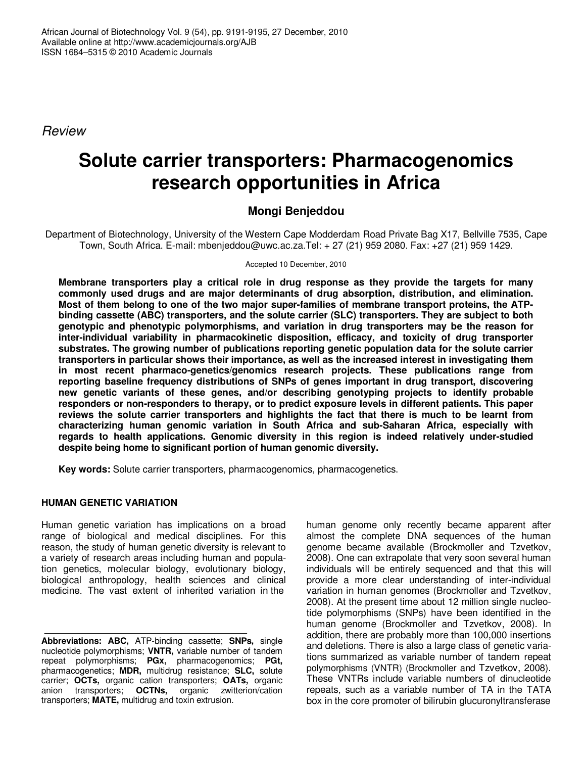*Review*

# Solute carrier transporters: Pharmacogenomics research opportunities in Africa

**Mongi Benjeddou**

Department of Biotechnology, University of the Western Cape Modderdam Road Private Bag X17, Bellville 7535, Cape Town, South Africa. E-mail: mbenjeddou@uwc.ac.za.Tel: + 27 (21) 959 2080. Fax: +27 (21) 959 1429.

Accepted 10 December, 2010

**Membrane transporters play a critical role in drug response as they provide the targets for many commonly used drugs and are major determinants of drug absorption, distribution, and elimination. Most of them belong to one of the two major super-families of membrane transport proteins, the ATP-binding cassette (ABC) transporters, and the solute carrier (SLC) transporters. They are subject to both genotypic and phenotypic polymorphisms, and variation in drug transporters may be the reason for inter-individual variability in pharmacokinetic disposition, efficacy, and toxicity of drug transporter substrates. The growing number of publications reporting genetic population data for the solute carrier transporters in particular shows their importance, as well as the increased interest in investigating them in most recent pharmaco-genetics/genomics research projects. These publications range from reporting baseline frequency distributions of SNPs of genes important in drug transport, discovering new genetic variants of these genes, and/or describing genotyping projects to identify probable responders or non-responders to therapy, or to predict exposure levels in different patients. This paper reviews the solute carrier transporters and highlights the fact that there is much to be learnt from characterizing human genomic variation in South Africa and sub-Saharan Africa, especially with regards to health applications. Genomic diversity in this region is indeed relatively under-studied despite being home to significant portion of human genomic diversity.**

**Key words:** Solute carrier transporters, pharmacogenomics, pharmacogenetics.

## HUMAN GENETIC VARIATION

Human genetic variation has implications on a broad range of biological and medical disciplines. For this reason, the study of human genetic diversity is relevant to a variety of research areas including human and population genetics, molecular biology, evolutionary biology, biological anthropology, health sciences and clinical medicine. The vast extent of inherited variation in the human genome only recently became apparent after almost the complete DNA sequences of the human genome became available (Brockmoller and Tzvetkov, 2008). One can extrapolate that very soon several human individuals will be entirely sequenced and that this will provide a more clear understanding of inter-individual variation in human genomes (Brockmoller and Tzvetkov, 2008). At the present time about 12 million single nucleotide polymorphisms (SNPs) have been identified in the human genome (Brockmoller and Tzvetkov, 2008). In addition, there are probably more than 100,000 insertions and deletions. There is also a large class of genetic variations summarized as variable number of tandem repeat polymorphisms (VNTR) (Brockmoller and Tzvetkov, 2008). These VNTRs include variable numbers of dinucleotide repeats, such as a variable number of TA in the TATA box in the core promoter of bilirubin glucuronyltransferase

**Abbreviations: ABC,** ATP-binding cassette; **SNPs,** single nucleotide polymorphisms; **VNTR,** variable number of tandem repeat polymorphisms; **PGx,** pharmacogenomics; **PGt,** pharmacogenetics; **MDR,** multidrug resistance; **SLC,** solute carrier; **OCTs,** organic cation transporters; **OATs,** organic anion transporters; **OCTNs,** organic zwitterion/cation transporters; **MATE,** multidrug and toxin extrusion.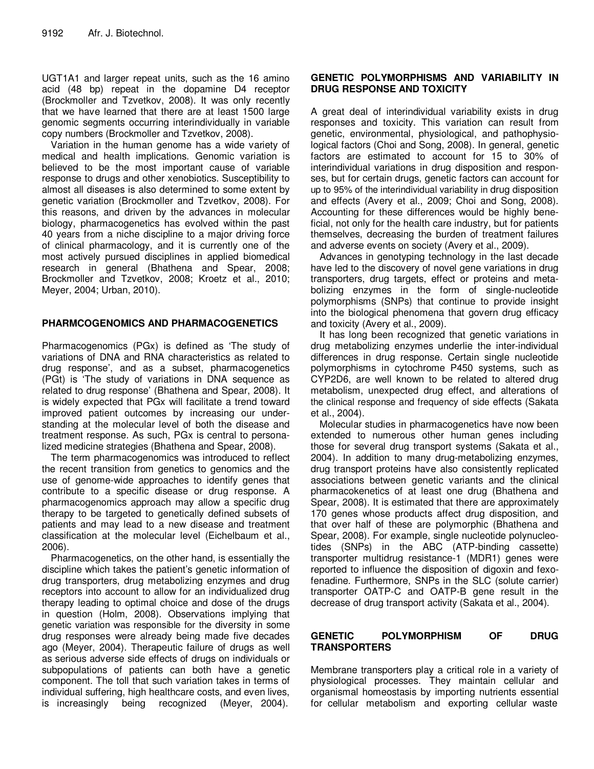UGT1A1 and larger repeat units, such as the 16 amino acid (48 bp) repeat in the dopamine D4 receptor (Brockmoller and Tzvetkov, 2008). It was only recently that we have learned that there are at least 1500 large genomic segments occurring interindividually in variable copy numbers (Brockmoller and Tzvetkov, 2008).

Variation in the human genome has a wide variety of medical and health implications. Genomic variation is believed to be the most important cause of variable response to drugs and other xenobiotics. Susceptibility to almost all diseases is also determined to some extent by genetic variation (Brockmoller and Tzvetkov, 2008). For this reasons, and driven by the advances in molecular biology, pharmacogenetics has evolved within the past 40 years from a niche discipline to a major driving force of clinical pharmacology, and it is currently one of the most actively pursued disciplines in applied biomedical research in general (Bhathena and Spear, 2008; Brockmoller and Tzvetkov, 2008; Kroetz et al., 2010; Meyer, 2004; Urban, 2010).

## PHARMCOGENOMICS AND PHARMACOGENETICS

Pharmacogenomics (PGx) is defined as 'The study of variations of DNA and RNA characteristics as related to drug response', and as a subset, pharmacogenetics (PGt) is 'The study of variations in DNA sequence as related to drug response' (Bhathena and Spear, 2008). It is widely expected that PGx will facilitate a trend toward improved patient outcomes by increasing our understanding at the molecular level of both the disease and treatment response. As such, PGx is central to personalized medicine strategies (Bhathena and Spear, 2008).

The term pharmacogenomics was introduced to reflect the recent transition from genetics to genomics and the use of genome-wide approaches to identify genes that contribute to a specific disease or drug response. A pharmacogenomics approach may allow a specific drug therapy to be targeted to genetically defined subsets of patients and may lead to a new disease and treatment classification at the molecular level (Eichelbaum et al., 2006).

Pharmacogenetics, on the other hand, is essentially the discipline which takes the patient's genetic information of drug transporters, drug metabolizing enzymes and drug receptors into account to allow for an individualized drug therapy leading to optimal choice and dose of the drugs in question (Holm, 2008). Observations implying that genetic variation was responsible for the diversity in some drug responses were already being made five decades ago (Meyer, 2004). Therapeutic failure of drugs as well as serious adverse side effects of drugs on individuals or subpopulations of patients can both have a genetic component. The toll that such variation takes in terms of individual suffering, high healthcare costs, and even lives, is increasingly being recognized (Meyer, 2004).

## GENETIC POLYMORPHISMS AND VARIABILITY IN DRUG RESPONSE AND TOXICITY

A great deal of interindividual variability exists in drug responses and toxicity. This variation can result from genetic, environmental, physiological, and pathophysiological factors (Choi and Song, 2008). In general, genetic factors are estimated to account for 15 to 30% of interindividual variations in drug disposition and responses, but for certain drugs, genetic factors can account for up to 95% of the interindividual variability in drug disposition and effects (Avery et al., 2009; Choi and Song, 2008). Accounting for these differences would be highly beneficial, not only for the health care industry, but for patients themselves, decreasing the burden of treatment failures and adverse events on society (Avery et al., 2009).

Advances in genotyping technology in the last decade have led to the discovery of novel gene variations in drug transporters, drug targets, effect or proteins and metabolizing enzymes in the form of single-nucleotide polymorphisms (SNPs) that continue to provide insight into the biological phenomena that govern drug efficacy and toxicity (Avery et al., 2009).

It has long been recognized that genetic variations in drug metabolizing enzymes underlie the inter-individual differences in drug response. Certain single nucleotide polymorphisms in cytochrome P450 systems, such as CYP2D6, are well known to be related to altered drug metabolism, unexpected drug effect, and alterations of the clinical response and frequency of side effects (Sakata et al., 2004).

Molecular studies in pharmacogenetics have now been extended to numerous other human genes including those for several drug transport systems (Sakata et al., 2004). In addition to many drug-metabolizing enzymes, drug transport proteins have also consistently replicated associations between genetic variants and the clinical pharmacokenetics of at least one drug (Bhathena and Spear, 2008). It is estimated that there are approximately 170 genes whose products affect drug disposition, and that over half of these are polymorphic (Bhathena and Spear, 2008). For example, single nucleotide polynucleotides (SNPs) in the ABC (ATP-binding cassette) transporter multidrug resistance-1 (MDR1) genes were reported to influence the disposition of digoxin and fexofenadine. Furthermore, SNPs in the SLC (solute carrier) transporter OATP-C and OATP-B gene result in the decrease of drug transport activity (Sakata et al., 2004).

## GENETIC POLYMORPHISM OF DRUG TRANSPORTERS

Membrane transporters play a critical role in a variety of physiological processes. They maintain cellular and organismal homeostasis by importing nutrients essential for cellular metabolism and exporting cellular waste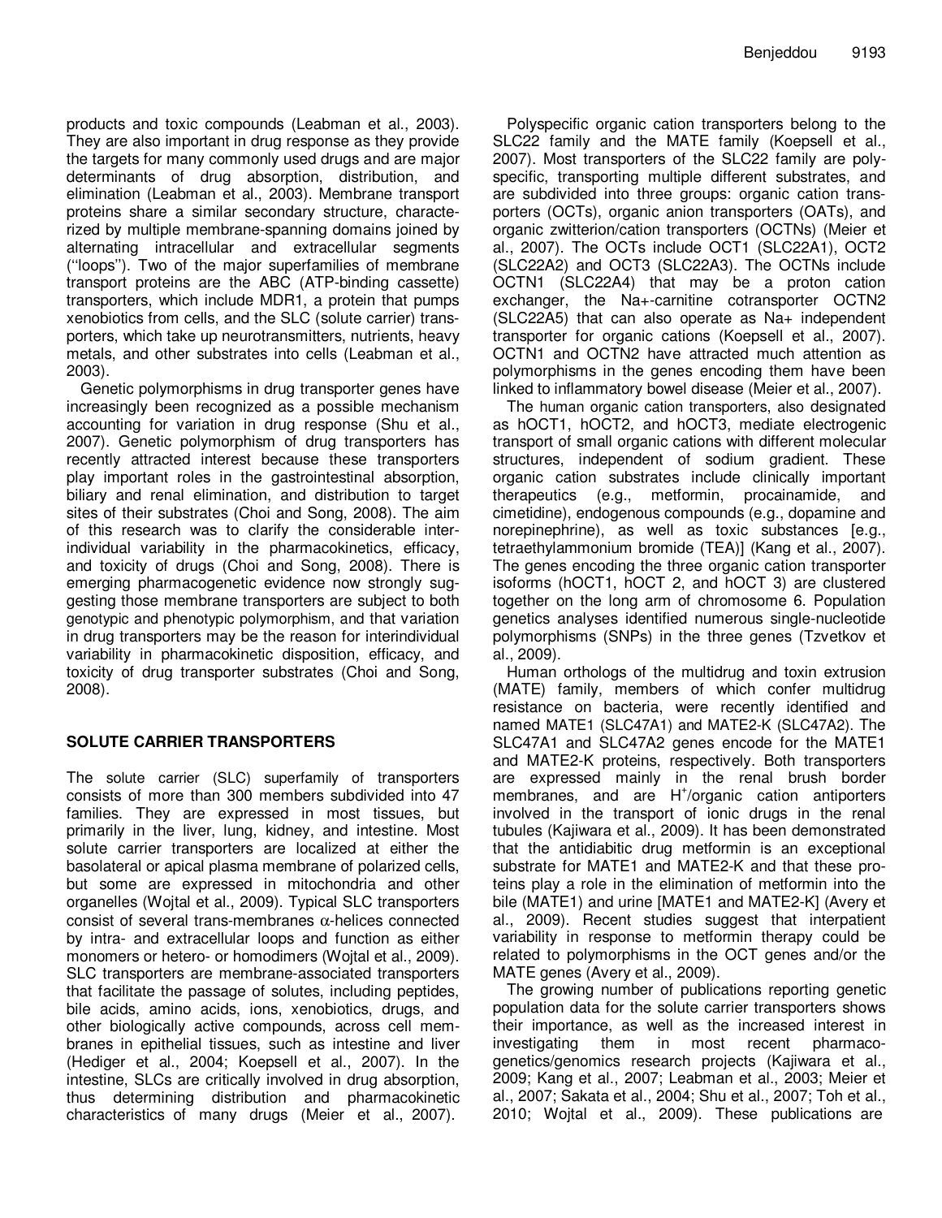products and toxic compounds (Leabman et al., 2003). They are also important in drug response as they provide the targets for many commonly used drugs and are major determinants of drug absorption, distribution, and elimination (Leabman et al., 2003). Membrane transport proteins share a similar secondary structure, characterized by multiple membrane-spanning domains joined by alternating intracellular and extracellular segments ("loops"). Two of the major superfamilies of membrane transport proteins are the ABC (ATP-binding cassette) transporters, which include MDR1, a protein that pumps xenobiotics from cells, and the SLC (solute carrier) transporters, which take up neurotransmitters, nutrients, heavy metals, and other substrates into cells (Leabman et al., 2003).

Genetic polymorphisms in drug transporter genes have increasingly been recognized as a possible mechanism accounting for variation in drug response (Shu et al., 2007). Genetic polymorphism of drug transporters has recently attracted interest because these transporters play important roles in the gastrointestinal absorption, biliary and renal elimination, and distribution to target sites of their substrates (Choi and Song, 2008). The aim of this research was to clarify the considerable inter-individual variability in the pharmacokinetics, efficacy, and toxicity of drugs (Choi and Song, 2008). There is emerging pharmacogenetic evidence now strongly suggesting those membrane transporters are subject to both genotypic and phenotypic polymorphism, and that variation in drug transporters may be the reason for interindividual variability in pharmacokinetic disposition, efficacy, and toxicity of drug transporter substrates (Choi and Song, 2008).

## SOLUTE CARRIER TRANSPORTERS

The solute carrier (SLC) superfamily of transporters consists of more than 300 members subdivided into 47 families. They are expressed in most tissues, but primarily in the liver, lung, kidney, and intestine. Most solute carrier transporters are localized at either the basolateral or apical plasma membrane of polarized cells, but some are expressed in mitochondria and other organelles (Wojtal et al., 2009). Typical SLC transporters consist of several trans-membranes $\alpha$-helices connected by intra- and extracellular loops and function as either monomers or hetero- or homodimers (Wojtal et al., 2009). SLC transporters are membrane-associated transporters that facilitate the passage of solutes, including peptides, bile acids, amino acids, ions, xenobiotics, drugs, and other biologically active compounds, across cell membranes in epithelial tissues, such as intestine and liver (Hediger et al., 2004; Koepsell et al., 2007). In the intestine, SLCs are critically involved in drug absorption, thus determining distribution and pharmacokinetic characteristics of many drugs (Meier et al., 2007).

Polyspecific organic cation transporters belong to the SLC22 family and the MATE family (Koepsell et al., 2007). Most transporters of the SLC22 family are polyspecific, transporting multiple different substrates, and are subdivided into three groups: organic cation transporters (OCTs), organic anion transporters (OATs), and organic zwitterion/cation transporters (OCTNs) (Meier et al., 2007). The OCTs include OCT1 (SLC22A1), OCT2 (SLC22A2) and OCT3 (SLC22A3). The OCTNs include OCTN1 (SLC22A4) that may be a proton cation exchanger, the Na+-carnitine cotransporter OCTN2 (SLC22A5) that can also operate as Na+ independent transporter for organic cations (Koepsell et al., 2007). OCTN1 and OCTN2 have attracted much attention as polymorphisms in the genes encoding them have been linked to inflammatory bowel disease (Meier et al., 2007).

The human organic cation transporters, also designated as hOCT1, hOCT2, and hOCT3, mediate electrogenic transport of small organic cations with different molecular structures, independent of sodium gradient. These organic cation substrates include clinically important therapeutics (e.g., metformin, procainamide, and cimetidine), endogenous compounds (e.g., dopamine and norepinephrine), as well as toxic substances [e.g., tetraethylammonium bromide (TEA)] (Kang et al., 2007). The genes encoding the three organic cation transporter isoforms (hOCT1, hOCT 2, and hOCT 3) are clustered together on the long arm of chromosome 6. Population genetics analyses identified numerous single-nucleotide polymorphisms (SNPs) in the three genes (Tzvetkov et al., 2009).

Human orthologs of the multidrug and toxin extrusion (MATE) family, members of which confer multidrug resistance on bacteria, were recently identified and named MATE1 (SLC47A1) and MATE2-K (SLC47A2). The SLC47A1 and SLC47A2 genes encode for the MATE1 and MATE2-K proteins, respectively. Both transporters are expressed mainly in the renal brush border membranes, and are $H^+$/organic cation antiporters involved in the transport of ionic drugs in the renal tubules (Kajiwara et al., 2009). It has been demonstrated that the antidiabitic drug metformin is an exceptional substrate for MATE1 and MATE2-K and that these proteins play a role in the elimination of metformin into the bile (MATE1) and urine [MATE1 and MATE2-K] (Avery et al., 2009). Recent studies suggest that interpatient variability in response to metformin therapy could be related to polymorphisms in the OCT genes and/or the MATE genes (Avery et al., 2009).

The growing number of publications reporting genetic population data for the solute carrier transporters shows their importance, as well as the increased interest in investigating them in most recent pharmacogenetics/genomics research projects (Kajiwara et al., 2009; Kang et al., 2007; Leabman et al., 2003; Meier et al., 2007; Sakata et al., 2004; Shu et al., 2007; Toh et al., 2010; Wojtal et al., 2009). These publications are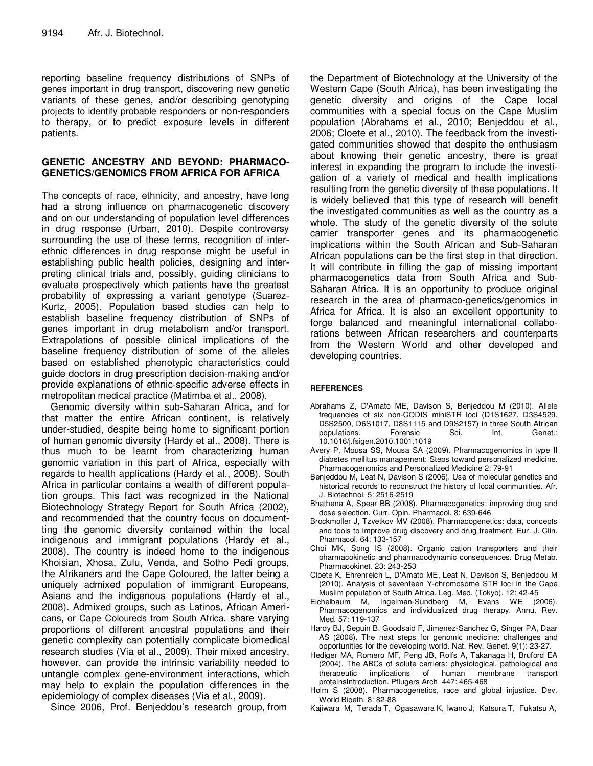reporting baseline frequency distributions of SNPs of genes important in drug transport, discovering new genetic variants of these genes, and/or describing genotyping projects to identify probable responders or non-responders to therapy, or to predict exposure levels in different patients.

## GENETIC ANCESTRY AND BEYOND: PHARMACO-GENETICS/GENOMICS FROM AFRICA FOR AFRICA

The concepts of race, ethnicity, and ancestry, have long had a strong influence on pharmacogenetic discovery and on our understanding of population level differences in drug response (Urban, 2010). Despite controversy surrounding the use of these terms, recognition of inter-ethnic differences in drug response might be useful in establishing public health policies, designing and interpreting clinical trials and, possibly, guiding clinicians to evaluate prospectively which patients have the greatest probability of expressing a variant genotype (Suarez-Kurtz, 2005). Population based studies can help to establish baseline frequency distribution of SNPs of genes important in drug metabolism and/or transport. Extrapolations of possible clinical implications of the baseline frequency distribution of some of the alleles based on established phenotypic characteristics could guide doctors in drug prescription decision-making and/or provide explanations of ethnic-specific adverse effects in metropolitan medical practice (Matimba et al., 2008).

Genomic diversity within sub-Saharan Africa, and for that matter the entire African continent, is relatively under-studied, despite being home to significant portion of human genomic diversity (Hardy et al., 2008). There is thus much to be learnt from characterizing human genomic variation in this part of Africa, especially with regards to health applications (Hardy et al., 2008). South Africa in particular contains a wealth of different population groups. This fact was recognized in the National Biotechnology Strategy Report for South Africa (2002), and recommended that the country focus on documenting the genomic diversity contained within the local indigenous and immigrant populations (Hardy et al., 2008). The country is indeed home to the indigenous Khoisian, Xhosa, Zulu, Venda, and Sotho Pedi groups, the Afrikaners and the Cape Coloured, the latter being a uniquely admixed population of immigrant Europeans, Asians and the indigenous populations (Hardy et al., 2008). Admixed groups, such as Latinos, African Americans, or Cape Coloureds from South Africa, share varying proportions of different ancestral populations and their genetic complexity can potentially complicate biomedical research studies (Via et al., 2009). Their mixed ancestry, however, can provide the intrinsic variability needed to untangle complex gene-environment interactions, which may help to explain the population differences in the epidemiology of complex diseases (Via et al., 2009).

Since 2006, Prof. Benjeddou's research group, from the Department of Biotechnology at the University of the Western Cape (South Africa), has been investigating the genetic diversity and origins of the Cape local communities with a special focus on the Cape Muslim population (Abrahams et al., 2010; Benjeddou et al., 2006; Cloete et al., 2010). The feedback from the investigated communities showed that despite the enthusiasm about knowing their genetic ancestry, there is great interest in expanding the program to include the investigation of a variety of medical and health implications resulting from the genetic diversity of these populations. It is widely believed that this type of research will benefit the investigated communities as well as the country as a whole. The study of the genetic diversity of the solute carrier transporter genes and its pharmacogenetic implications within the South African and Sub-Saharan African populations can be the first step in that direction. It will contribute in filling the gap of missing important pharmacogenetics data from South Africa and Sub-Saharan Africa. It is an opportunity to produce original research in the area of pharmaco-genetics/genomics in Africa for Africa. It is also an excellent opportunity to forge balanced and meaningful international collaborations between African researchers and counterparts from the Western World and other developed and developing countries.

## REFERENCES

Abrahams Z, D'Amato ME, Davison S, Benjeddou M (2010). Allele frequencies of six non-CODIS miniSTR loci (D1S1627, D3S4529, D5S2500, D6S1017, D8S1115 and D9S2157) in three South African populations. Forensic Sci. Int. Genet.: 10.1016/j.fsigen.2010.1001.1019

Avery P, Mousa SS, Mousa SA (2009). Pharmacogenomics in type II diabetes mellitus management: Steps toward personalized medicine. Pharmacogenomics and Personalized Medicine 2: 79-91

Benjeddou M, Leat N, Davison S (2006). Use of molecular genetics and historical records to reconstruct the history of local communities. Afr. J. Biotechnol. 5: 2516-2519

Bhathena A, Spear BB (2008). Pharmacogenetics: improving drug and dose selection. Curr. Opin. Pharmacol. 8: 639-646

Brockmoller J, Tzvetkov MV (2008). Pharmacogenetics: data, concepts and tools to improve drug discovery and drug treatment. Eur. J. Clin. Pharmacol. 64: 133-157

Choi MK, Song IS (2008). Organic cation transporters and their pharmacokinetic and pharmacodynamic consequences. Drug Metab. Pharmacokinet. 23: 243-253

Cloete K, Ehrenreich L, D'Amato ME, Leat N, Davison S, Benjeddou M (2010). Analysis of seventeen Y-chromosome STR loci in the Cape Muslim population of South Africa. Leg. Med. (Tokyo), 12: 42-45

Eichelbaum M, Ingelman-Sundberg M, Evans WE (2006). Pharmacogenomics and individualized drug therapy. Annu. Rev. Med. 57: 119-137

Hardy BJ, Seguin B, Goodsaid F, Jimenez-Sanchez G, Singer PA, Daar AS (2008). The next steps for genomic medicine: challenges and opportunities for the developing world. Nat. Rev. Genet. 9(1): 23-27.

Hediger MA, Romero MF, Peng JB, Rolfs A, Takanaga H, Bruford EA (2004). The ABCs of solute carriers: physiological, pathological and therapeutic implications of human membrane transport proteinsIntroduction. Pflugers Arch. 447: 465-468

Holm S (2008). Pharmacogenetics, race and global injustice. Dev. World Bioeth. 8: 82-88

Kajiwara M, Terada T, Ogasawara K, Iwano J, Katsura T, Fukatsu A,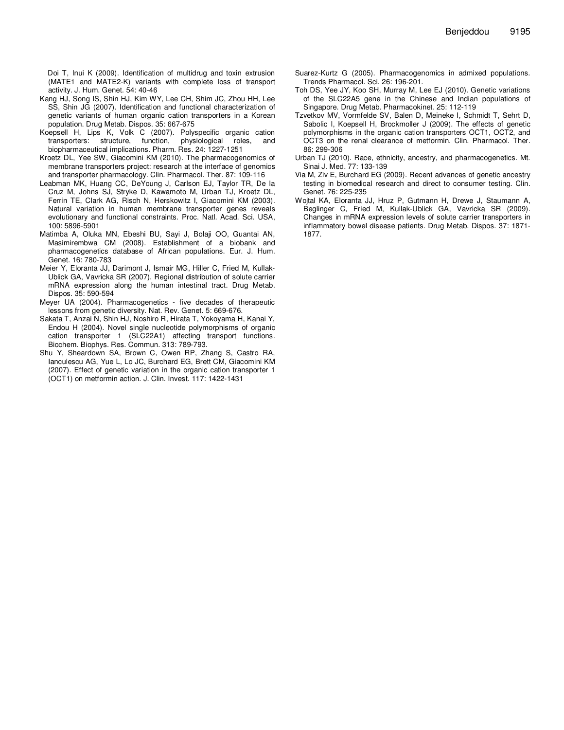Doi T, Inui K (2009). Identification of multidrug and toxin extrusion (MATE1 and MATE2-K) variants with complete loss of transport activity. J. Hum. Genet. 54: 40-46

Kang HJ, Song IS, Shin HJ, Kim WY, Lee CH, Shim JC, Zhou HH, Lee SS, Shin JG (2007). Identification and functional characterization of genetic variants of human organic cation transporters in a Korean population. Drug Metab. Dispos. 35: 667-675

Koepsell H, Lips K, Volk C (2007). Polyspecific organic cation transporters: structure, function, physiological roles, and biopharmaceutical implications. Pharm. Res. 24: 1227-1251

Kroetz DL, Yee SW, Giacomini KM (2010). The pharmacogenomics of membrane transporters project: research at the interface of genomics and transporter pharmacology. Clin. Pharmacol. Ther. 87: 109-116

Leabman MK, Huang CC, DeYoung J, Carlson EJ, Taylor TR, De la Cruz M, Johns SJ, Stryke D, Kawamoto M, Urban TJ, Kroetz DL, Ferrin TE, Clark AG, Risch N, Herskowitz I, Giacomini KM (2003). Natural variation in human membrane transporter genes reveals evolutionary and functional constraints. Proc. Natl. Acad. Sci. USA, 100: 5896-5901

Matimba A, Oluka MN, Ebeshi BU, Sayi J, Bolaji OO, Guantai AN, Masimirembwa CM (2008). Establishment of a biobank and pharmacogenetics database of African populations. Eur. J. Hum. Genet. 16: 780-783

Meier Y, Eloranta JJ, Darimont J, Ismair MG, Hiller C, Fried M, Kullak-Ublick GA, Vavricka SR (2007). Regional distribution of solute carrier mRNA expression along the human intestinal tract. Drug Metab. Dispos. 35: 590-594

Meyer UA (2004). Pharmacogenetics - five decades of therapeutic lessons from genetic diversity. Nat. Rev. Genet. 5: 669-676.

Sakata T, Anzai N, Shin HJ, Noshiro R, Hirata T, Yokoyama H, Kanai Y, Endou H (2004). Novel single nucleotide polymorphisms of organic cation transporter 1 (SLC22A1) affecting transport functions. Biochem. Biophys. Res. Commun. 313: 789-793.

Shu Y, Sheardown SA, Brown C, Owen RP, Zhang S, Castro RA, Ianculescu AG, Yue L, Lo JC, Burchard EG, Brett CM, Giacomini KM (2007). Effect of genetic variation in the organic cation transporter 1 (OCT1) on metformin action. J. Clin. Invest. 117: 1422-1431

Suarez-Kurtz G (2005). Pharmacogenomics in admixed populations. Trends Pharmacol. Sci. 26: 196-201.

Toh DS, Yee JY, Koo SH, Murray M, Lee EJ (2010). Genetic variations of the SLC22A5 gene in the Chinese and Indian populations of Singapore. Drug Metab. Pharmacokinet. 25: 112-119

Tzvetkov MV, Vormfelde SV, Balen D, Meineke I, Schmidt T, Sehrt D, Sabolic I, Koepsell H, Brockmoller J (2009). The effects of genetic polymorphisms in the organic cation transporters OCT1, OCT2, and OCT3 on the renal clearance of metformin. Clin. Pharmacol. Ther. 86: 299-306

Urban TJ (2010). Race, ethnicity, ancestry, and pharmacogenetics. Mt. Sinai J. Med. 77: 133-139

Via M, Ziv E, Burchard EG (2009). Recent advances of genetic ancestry testing in biomedical research and direct to consumer testing. Clin. Genet. 76: 225-235

Wojtal KA, Eloranta JJ, Hruz P, Gutmann H, Drewe J, Staumann A, Beglinger C, Fried M, Kullak-Ublick GA, Vavricka SR (2009). Changes in mRNA expression levels of solute carrier transporters in inflammatory bowel disease patients. Drug Metab. Dispos. 37: 1871-1877.